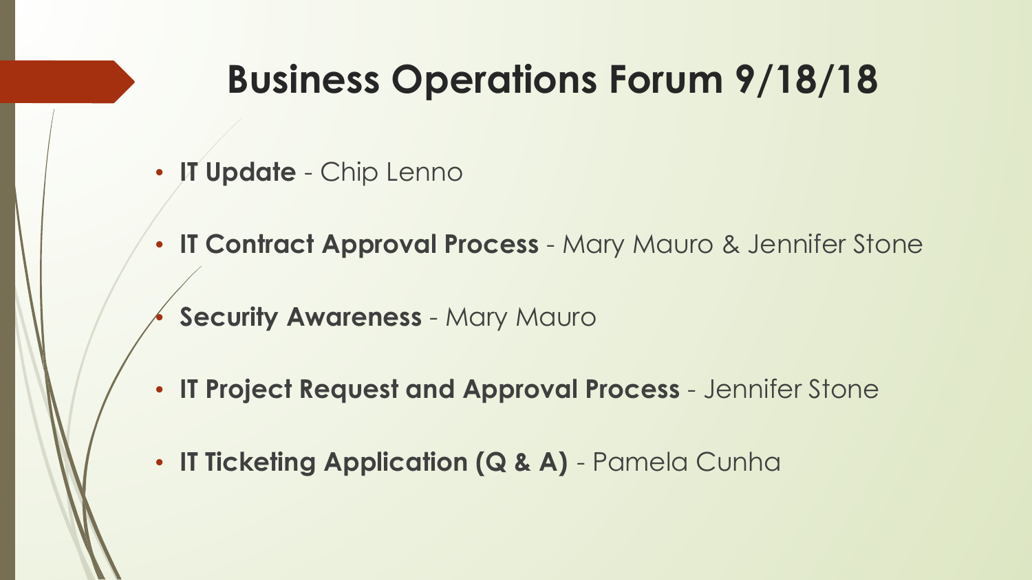# Business Operations Forum 9/18/18

- **IT Update** - Chip Lenno
- **IT Contract Approval Process** - Mary Mauro & Jennifer Stone
- **Security Awareness** - Mary Mauro
- **IT Project Request and Approval Process** - Jennifer Stone
- **IT Ticketing Application (Q & A)** - Pamela Cunha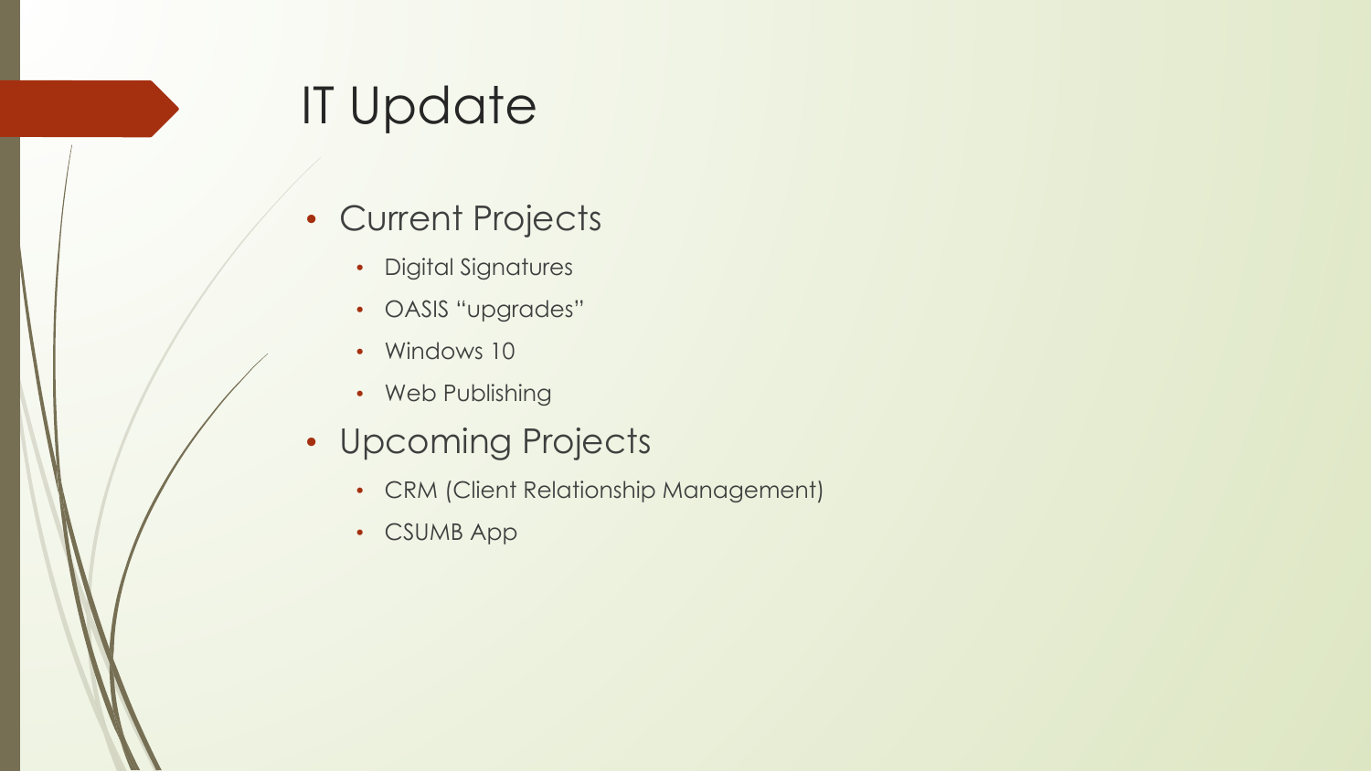# IT Update

- Current Projects
  - Digital Signatures
  - OASIS “upgrades”
  - Windows 10
  - Web Publishing
- Upcoming Projects
  - CRM (Client Relationship Management)
  - CSUMB App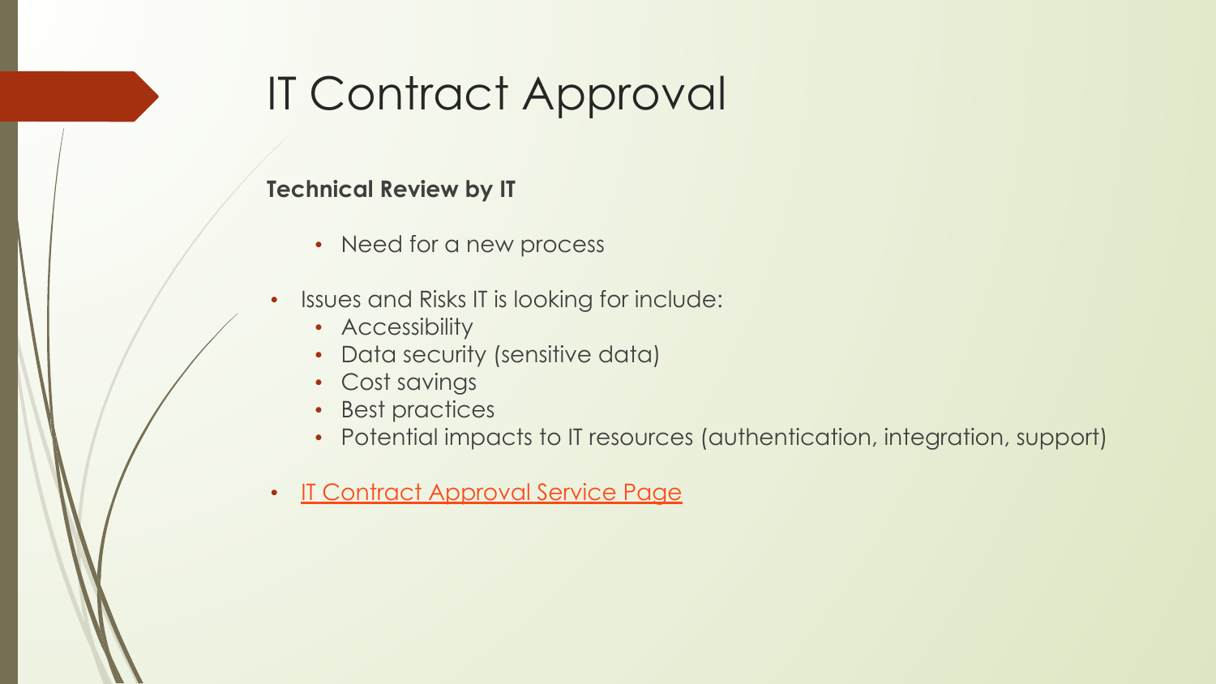# IT Contract Approval

**Technical Review by IT**

- Need for a new process

- Issues and Risks IT is looking for include:
  - Accessibility
  - Data security (sensitive data)
  - Cost savings
  - Best practices
  - Potential impacts to IT resources (authentication, integration, support)

- IT Contract Approval Service Page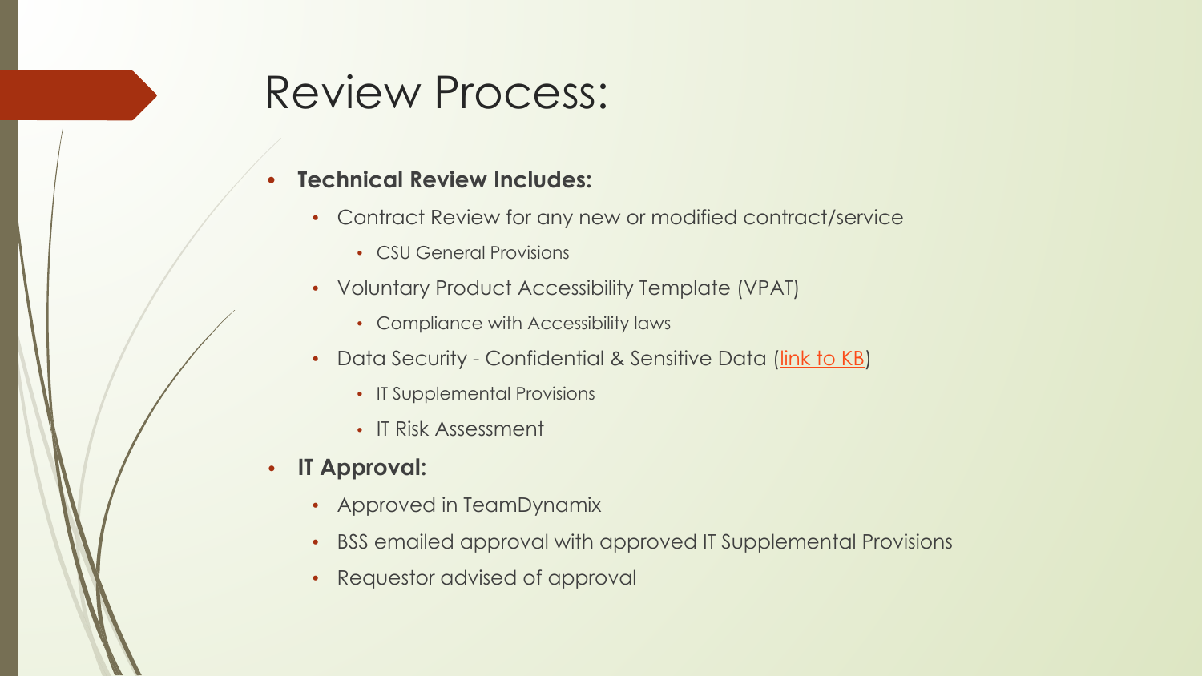# Review Process:

- **Technical Review Includes:**
  - Contract Review for any new or modified contract/service
    - CSU General Provisions
  - Voluntary Product Accessibility Template (VPAT)
    - Compliance with Accessibility laws
  - Data Security - Confidential & Sensitive Data (link to KB)
    - IT Supplemental Provisions
    - IT Risk Assessment
- **IT Approval:**
  - Approved in TeamDynamix
  - BSS emailed approval with approved IT Supplemental Provisions
  - Requestor advised of approval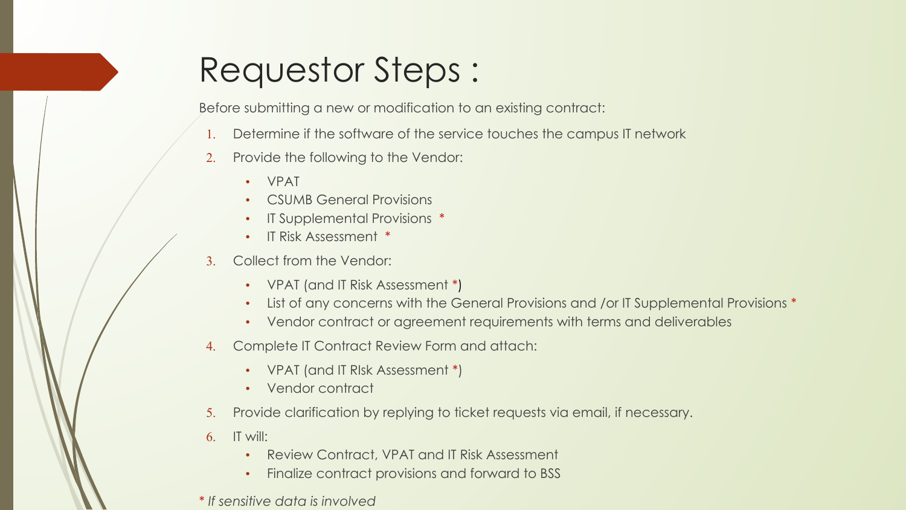# Requestor Steps :

Before submitting a new or modification to an existing contract:

1. Determine if the software of the service touches the campus IT network
2. Provide the following to the Vendor:
   - VPAT
   - CSUMB General Provisions
   - IT Supplemental Provisions *
   - IT Risk Assessment *
3. Collect from the Vendor:
   - VPAT (and IT Risk Assessment *)
   - List of any concerns with the General Provisions and /or IT Supplemental Provisions *
   - Vendor contract or agreement requirements with terms and deliverables
4. Complete IT Contract Review Form and attach:
   - VPAT (and IT RIsk Assessment *)
   - Vendor contract
5. Provide clarification by replying to ticket requests via email, if necessary.
6. IT will:
   - Review Contract, VPAT and IT Risk Assessment
   - Finalize contract provisions and forward to BSS

*\* If sensitive data is involved*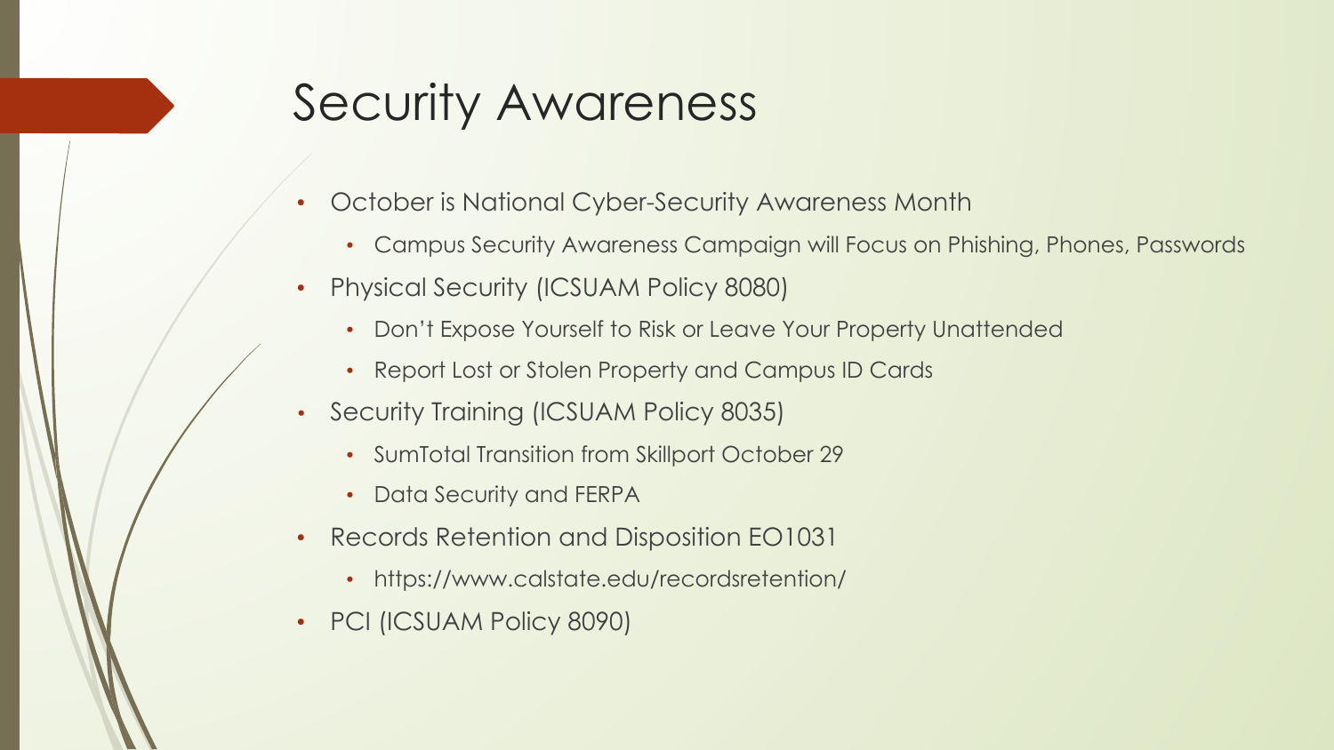# Security Awareness

- October is National Cyber-Security Awareness Month
  - Campus Security Awareness Campaign will Focus on Phishing, Phones, Passwords
- Physical Security (ICSUAM Policy 8080)
  - Don't Expose Yourself to Risk or Leave Your Property Unattended
  - Report Lost or Stolen Property and Campus ID Cards
- Security Training (ICSUAM Policy 8035)
  - SumTotal Transition from Skillport October 29
  - Data Security and FERPA
- Records Retention and Disposition EO1031
  - https://www.calstate.edu/recordsretention/
- PCI (ICSUAM Policy 8090)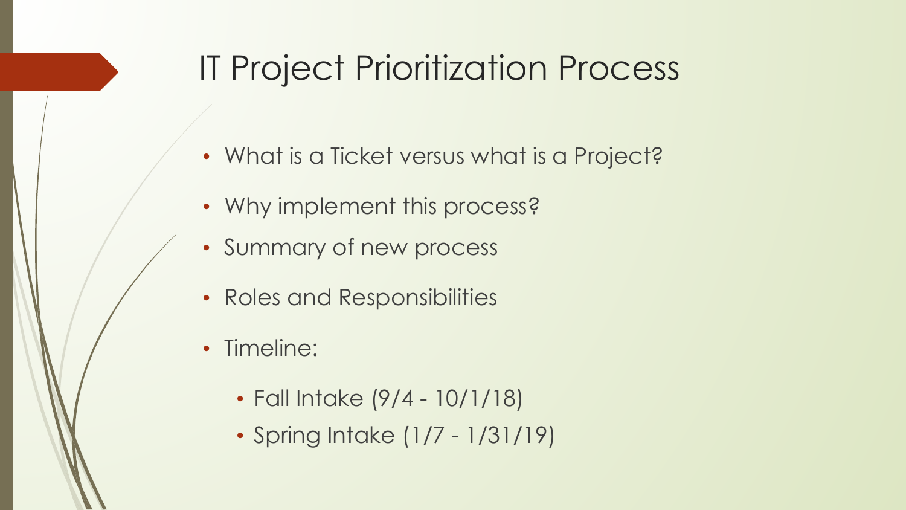# IT Project Prioritization Process

- What is a Ticket versus what is a Project?
- Why implement this process?
- Summary of new process
- Roles and Responsibilities
- Timeline:
  - Fall Intake (9/4 - 10/1/18)
  - Spring Intake (1/7 - 1/31/19)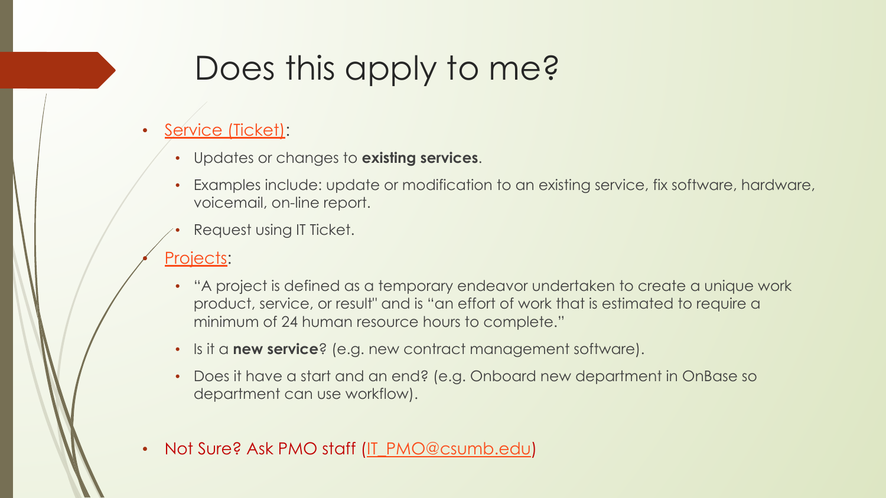# Does this apply to me?

- Service (Ticket):
  - Updates or changes to **existing services**.
  - Examples include: update or modification to an existing service, fix software, hardware, voicemail, on-line report.
  - Request using IT Ticket.
- Projects:
  - "A project is defined as a temporary endeavor undertaken to create a unique work product, service, or result" and is "an effort of work that is estimated to require a minimum of 24 human resource hours to complete."
  - Is it a **new service**? (e.g. new contract management software).
  - Does it have a start and an end? (e.g. Onboard new department in OnBase so department can use workflow).
- Not Sure? Ask PMO staff (IT_PMO@csumb.edu)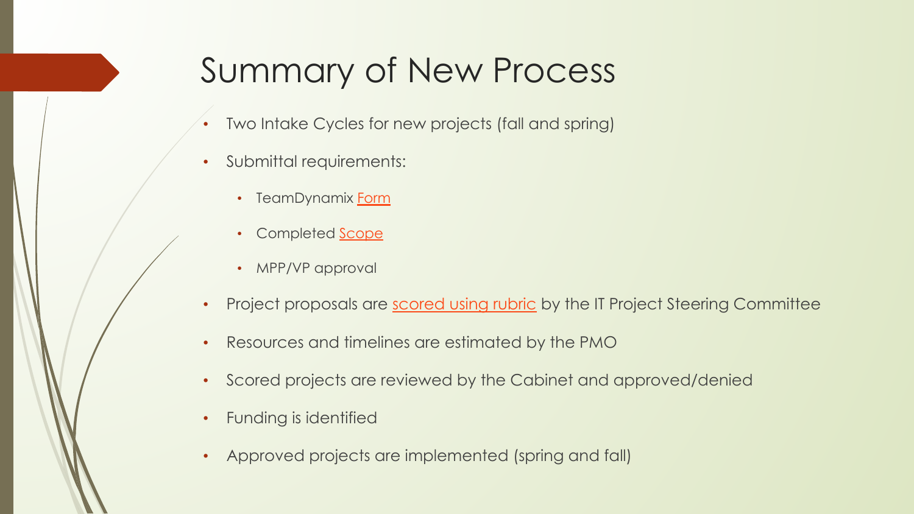# Summary of New Process

- Two Intake Cycles for new projects (fall and spring)
- Submittal requirements:
  - TeamDynamix Form
  - Completed Scope
  - MPP/VP approval
- Project proposals are scored using rubric by the IT Project Steering Committee
- Resources and timelines are estimated by the PMO
- Scored projects are reviewed by the Cabinet and approved/denied
- Funding is identified
- Approved projects are implemented (spring and fall)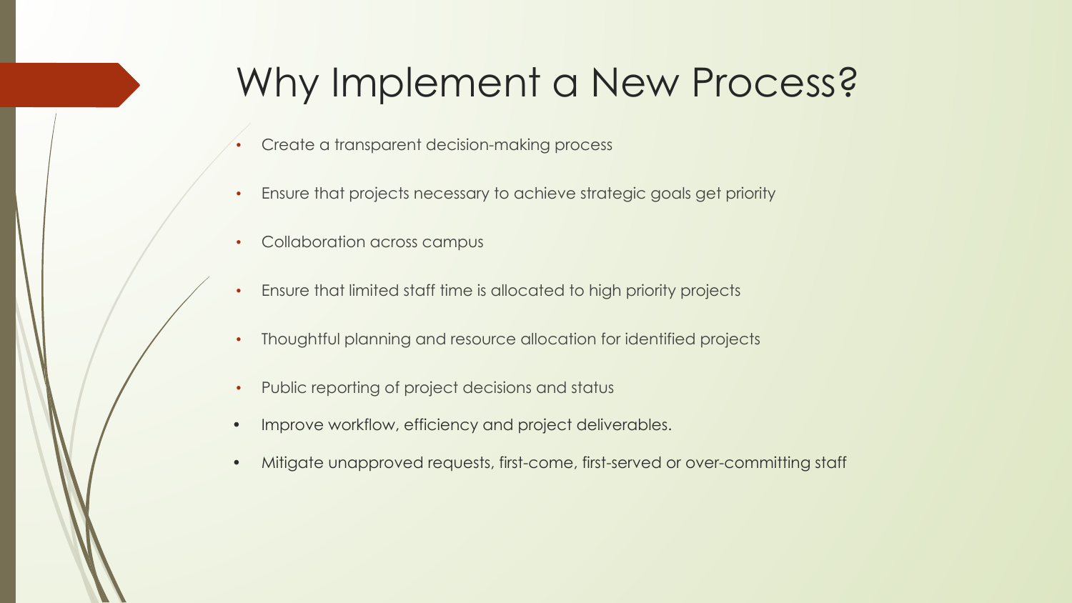# Why Implement a New Process?

- Create a transparent decision-making process
- Ensure that projects necessary to achieve strategic goals get priority
- Collaboration across campus
- Ensure that limited staff time is allocated to high priority projects
- Thoughtful planning and resource allocation for identified projects
- Public reporting of project decisions and status
- Improve workflow, efficiency and project deliverables.
- Mitigate unapproved requests, first-come, first-served or over-committing staff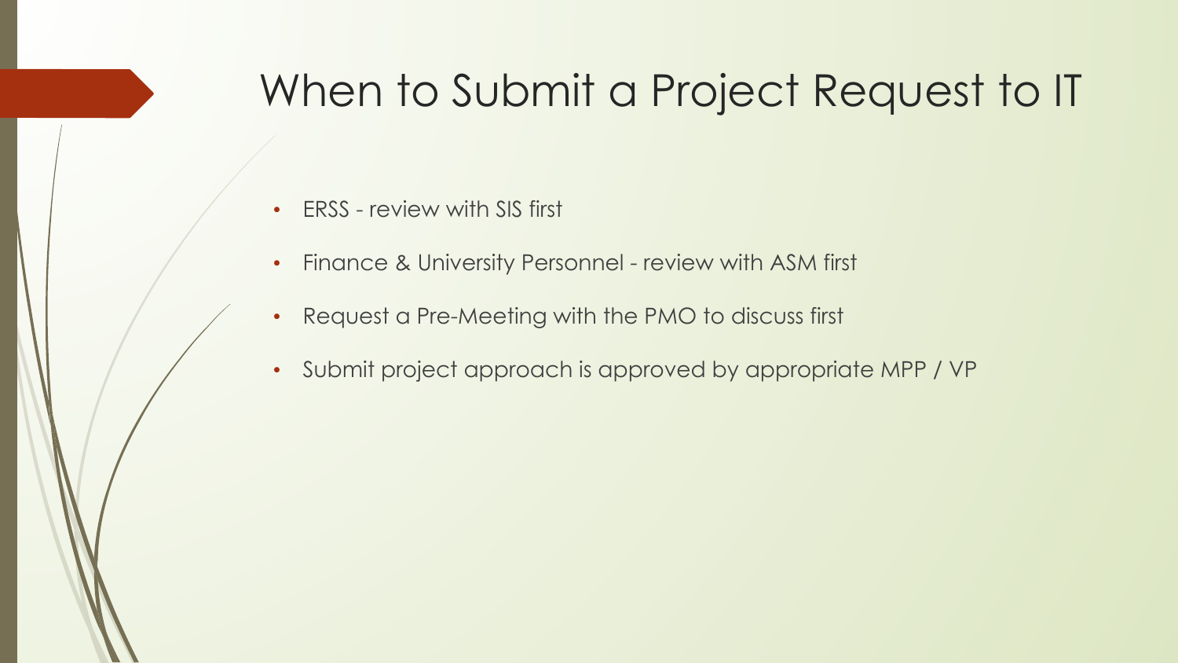# When to Submit a Project Request to IT

- ERSS - review with SIS first
- Finance & University Personnel - review with ASM first
- Request a Pre-Meeting with the PMO to discuss first
- Submit project approach is approved by appropriate MPP / VP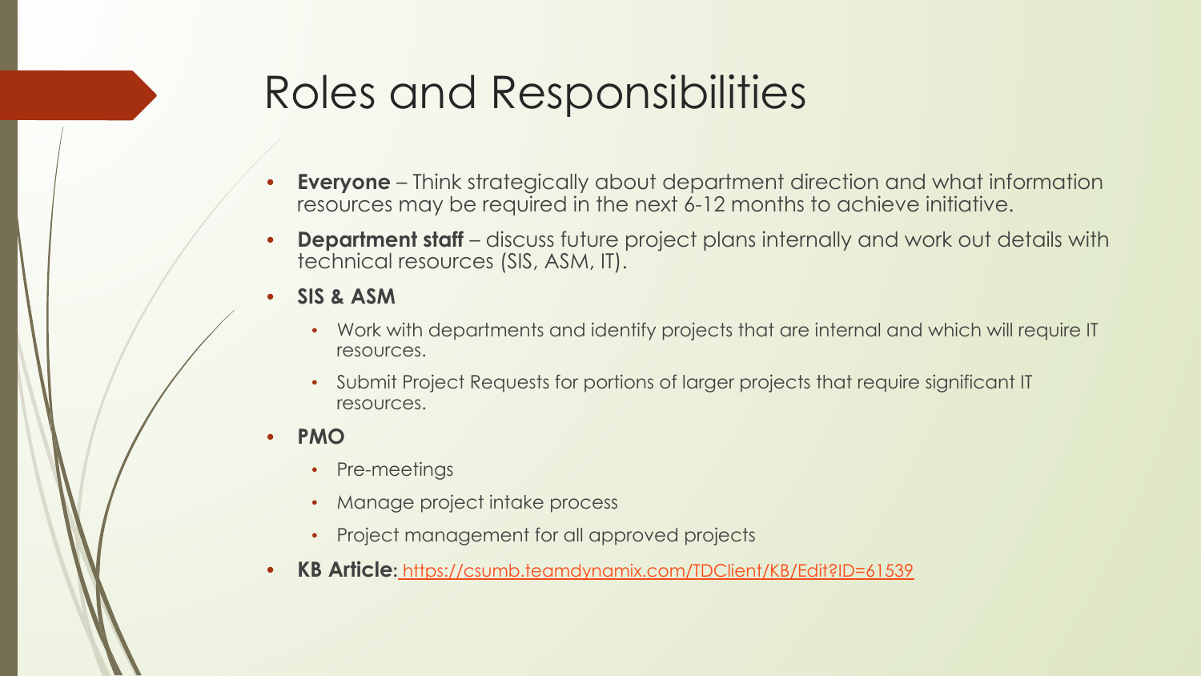# Roles and Responsibilities

- **Everyone** – Think strategically about department direction and what information resources may be required in the next 6-12 months to achieve initiative.
- **Department staff** – discuss future project plans internally and work out details with technical resources (SIS, ASM, IT).
- **SIS & ASM**
  - Work with departments and identify projects that are internal and which will require IT resources.
  - Submit Project Requests for portions of larger projects that require significant IT resources.
- **PMO**
  - Pre-meetings
  - Manage project intake process
  - Project management for all approved projects
- **KB Article:** https://csumb.teamdynamix.com/TDClient/KB/Edit?ID=61539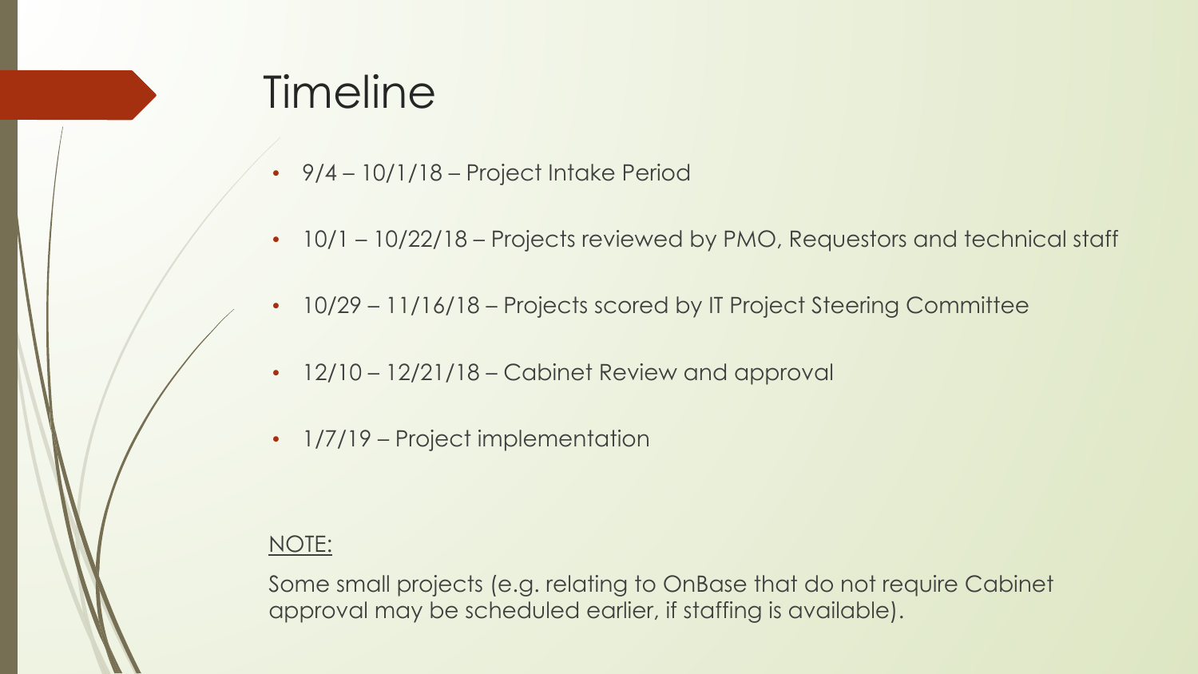# Timeline

- 9/4 – 10/1/18 – Project Intake Period
- 10/1 – 10/22/18 – Projects reviewed by PMO, Requestors and technical staff
- 10/29 – 11/16/18 – Projects scored by IT Project Steering Committee
- 12/10 – 12/21/18 – Cabinet Review and approval
- 1/7/19 – Project implementation

NOTE:

Some small projects (e.g. relating to OnBase that do not require Cabinet approval may be scheduled earlier, if staffing is available).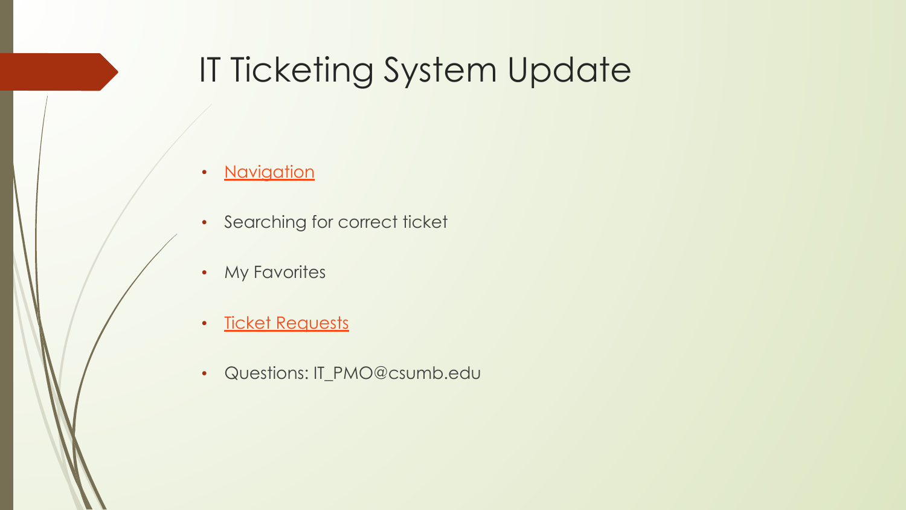# IT Ticketing System Update

- Navigation
- Searching for correct ticket
- My Favorites
- Ticket Requests
- Questions: IT_PMO@csumb.edu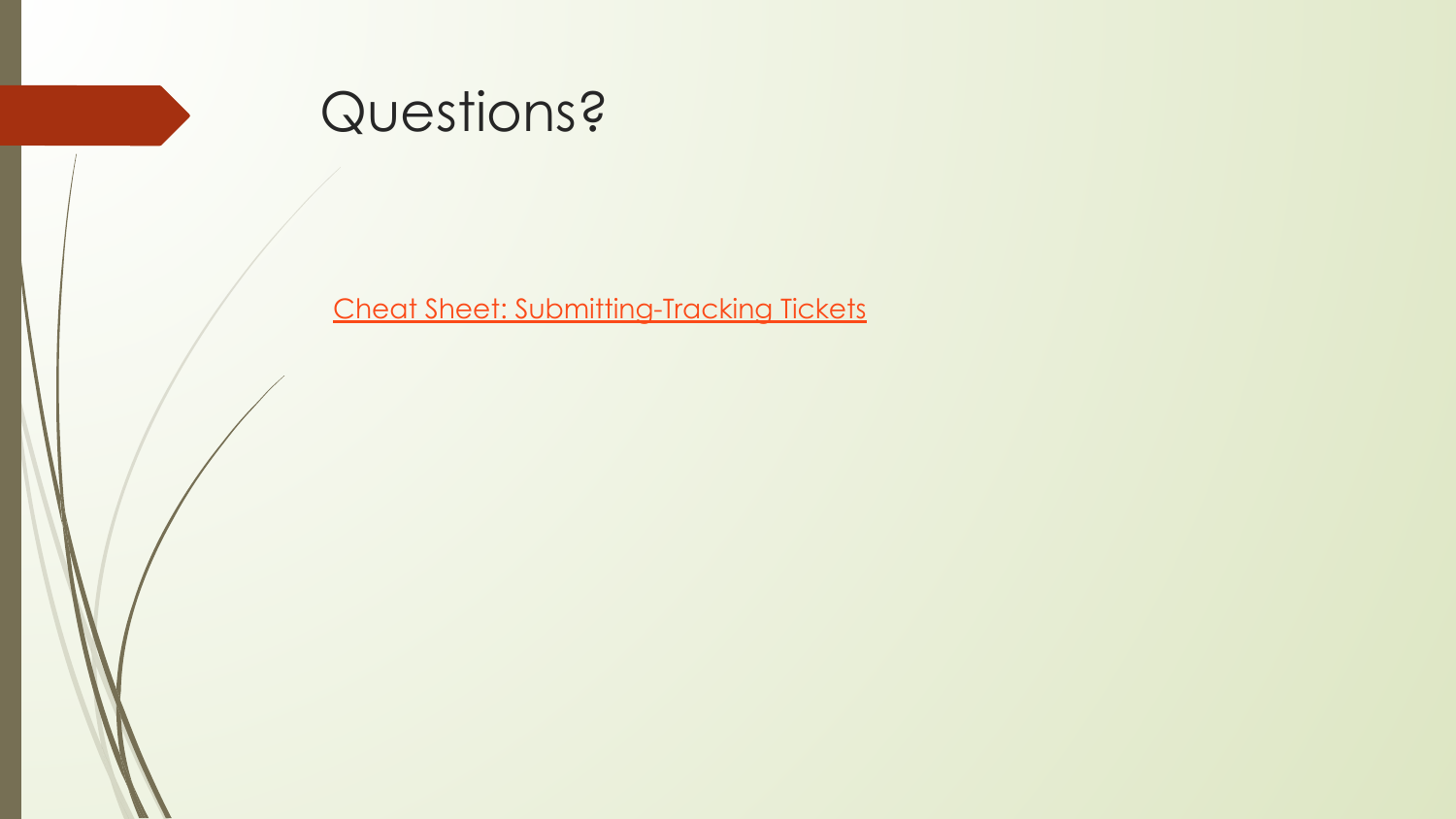# Questions?

Cheat Sheet: Submitting-Tracking Tickets